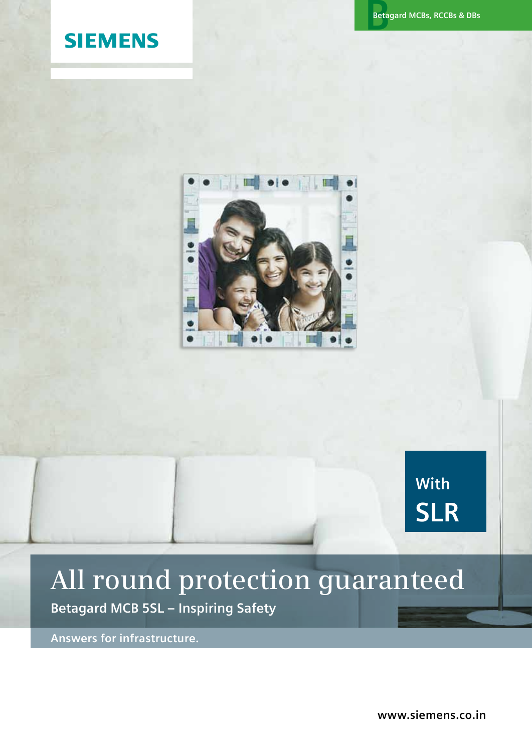SIEMENS

Betagard MCBs, RCCBs & DBs

With
SLR

# All round protection guaranteed

**Betagard MCB 5SL – Inspiring Safety**

Answers for infrastructure.

www.siemens.co.in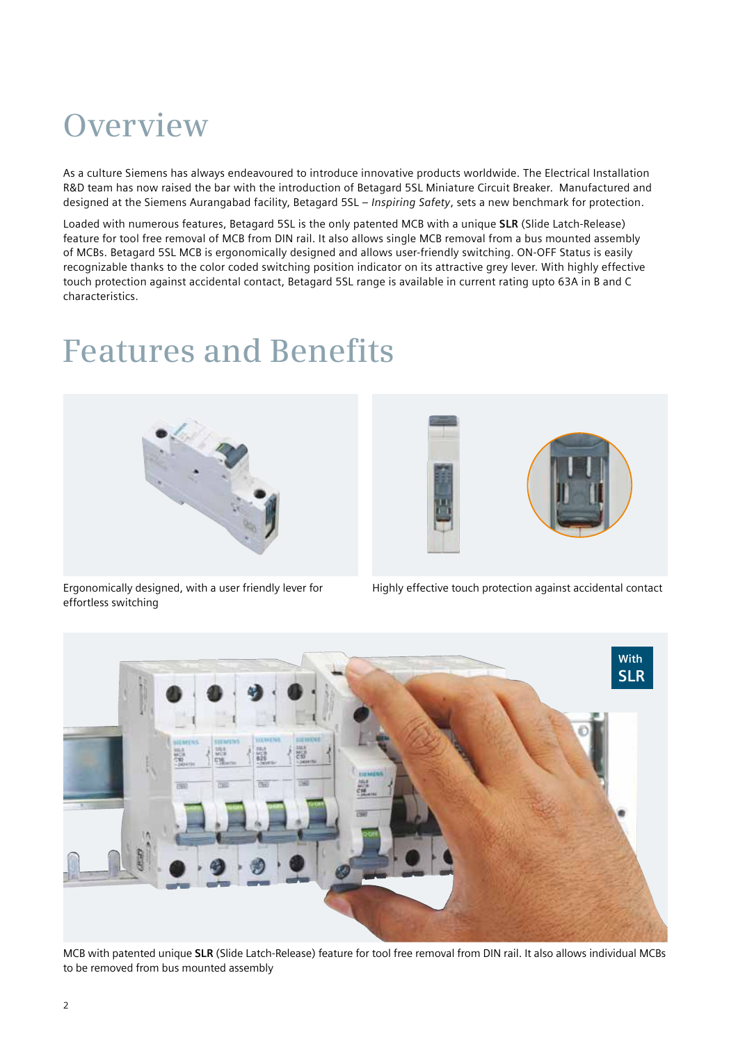# Overview

As a culture Siemens has always endeavoured to introduce innovative products worldwide. The Electrical Installation R&D team has now raised the bar with the introduction of Betagard 5SL Miniature Circuit Breaker. Manufactured and designed at the Siemens Aurangabad facility, Betagard 5SL – *Inspiring Safety*, sets a new benchmark for protection.

Loaded with numerous features, Betagard 5SL is the only patented MCB with a unique **SLR** (Slide Latch-Release) feature for tool free removal of MCB from DIN rail. It also allows single MCB removal from a bus mounted assembly of MCBs. Betagard 5SL MCB is ergonomically designed and allows user-friendly switching. ON-OFF Status is easily recognizable thanks to the color coded switching position indicator on its attractive grey lever. With highly effective touch protection against accidental contact, Betagard 5SL range is available in current rating upto 63A in B and C characteristics.

# Features and Benefits

Ergonomically designed, with a user friendly lever for effortless switching

Highly effective touch protection against accidental contact

With SLR

MCB with patented unique **SLR** (Slide Latch-Release) feature for tool free removal from DIN rail. It also allows individual MCBs to be removed from bus mounted assembly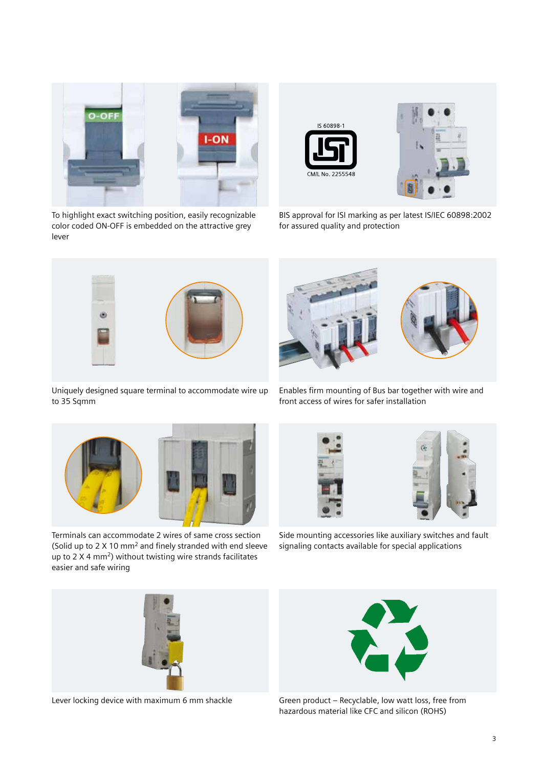To highlight exact switching position, easily recognizable color coded ON-OFF is embedded on the attractive grey lever

BIS approval for ISI marking as per latest IS/IEC 60898:2002 for assured quality and protection

Uniquely designed square terminal to accommodate wire up to 35 Sqmm

Enables firm mounting of Bus bar together with wire and front access of wires for safer installation

Terminals can accommodate 2 wires of same cross section (Solid up to 2 X 10 $mm^2$ and finely stranded with end sleeve up to 2 X 4 $mm^2$) without twisting wire strands facilitates easier and safe wiring

Side mounting accessories like auxiliary switches and fault signaling contacts available for special applications

Lever locking device with maximum 6 mm shackle

Green product – Recyclable, low watt loss, free from hazardous material like CFC and silicon (ROHS)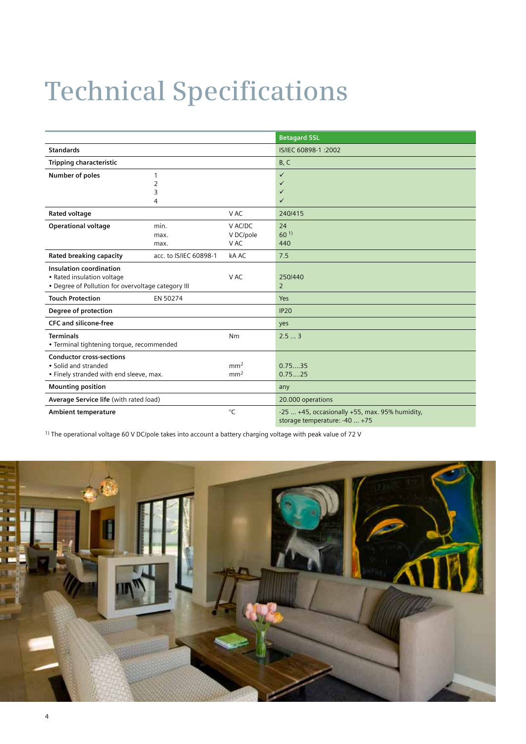# Technical Specifications

| | | | Betagard 5SL |
|---|---|---|---|
| **Standards** | | | IS/IEC 60898-1 :2002 |
| **Tripping characteristic** | | | B, C |
| **Number of poles** | 1<br>2<br>3<br>4 | | ✓<br>✓<br>✓<br>✓ |
| **Rated voltage** | | V AC | 240/415 |
| **Operational voltage** | min.<br>max.<br>max. | V AC/DC<br>V DC/pole<br>V AC | 24<br>60 [1)]<br>440 |
| **Rated breaking capacity** | acc. to IS/IEC 60898-1 | kA AC | 7.5 |
| **Insulation coordination**<br>• Rated insulation voltage<br>• Degree of Pollution for overvoltage category III | | V AC | 250/440<br>2 |
| **Touch Protection** | EN 50274 | | Yes |
| **Degree of protection** | | | IP20 |
| **CFC and silicone-free** | | | yes |
| **Terminals**<br>• Terminal tightening torque, recommended | | Nm | 2.5 ... 3 |
| **Conductor cross-sections**<br>• Solid and stranded<br>• Finely stranded with end sleeve, max. | | $mm^2$<br>$mm^2$ | 0.75....35<br>0.75....25 |
| **Mounting position** | | | any |
| **Average Service life** (with rated load) | | | 20.000 operations |
| **Ambient temperature** | | °C | -25 ... +45, occasionally +55, max. 95% humidity, storage temperature: -40 ... +75 |

[1)] The operational voltage 60 V DC/pole takes into account a battery charging voltage with peak value of 72 V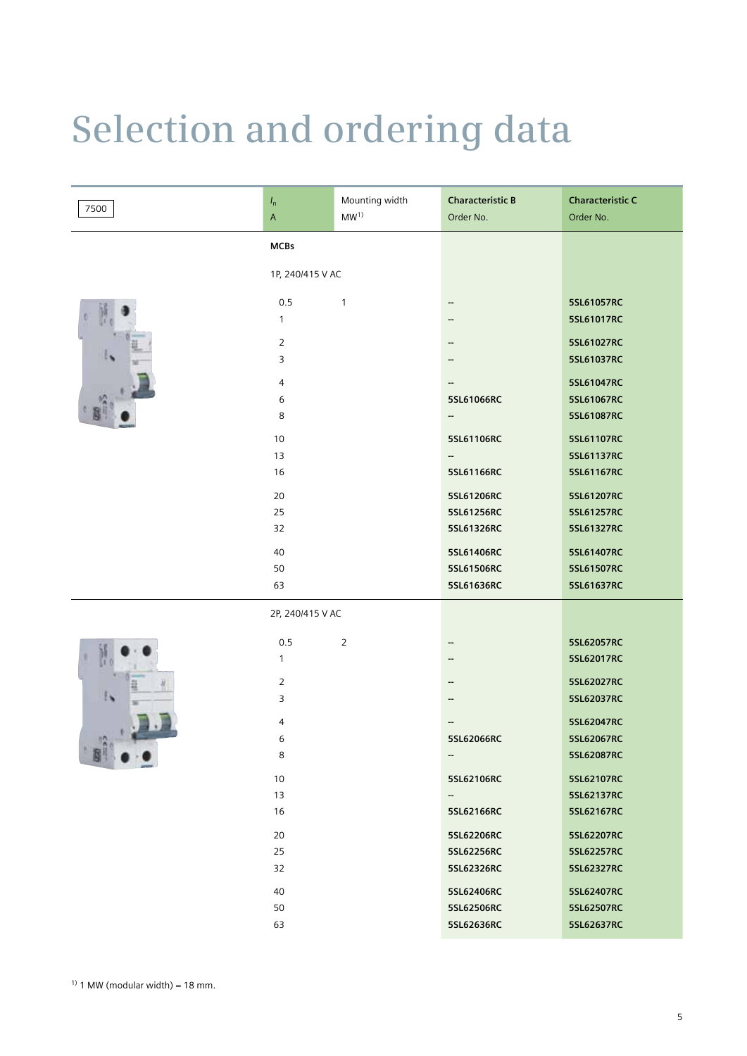# Selection and ordering data

| 7500 | $I_n$ A | Mounting width MW[1] | Characteristic B Order No. | Characteristic C Order No. |
|---|---|---|---|---|
| | **MCBs** | | | |
| | 1P, 240/415 V AC | | | |
| | 0.5 | 1 | -- | 5SL61057RC |
| | 1 | | -- | 5SL61017RC |
| | 2 | | -- | 5SL61027RC |
| | 3 | | -- | 5SL61037RC |
| | 4 | | -- | 5SL61047RC |
| | 6 | | 5SL61066RC | 5SL61067RC |
| | 8 | | -- | 5SL61087RC |
| | 10 | | 5SL61106RC | 5SL61107RC |
| | 13 | | -- | 5SL61137RC |
| | 16 | | 5SL61166RC | 5SL61167RC |
| | 20 | | 5SL61206RC | 5SL61207RC |
| | 25 | | 5SL61256RC | 5SL61257RC |
| | 32 | | 5SL61326RC | 5SL61327RC |
| | 40 | | 5SL61406RC | 5SL61407RC |
| | 50 | | 5SL61506RC | 5SL61507RC |
| | 63 | | 5SL61636RC | 5SL61637RC |
| | 2P, 240/415 V AC | | | |
| | 0.5 | 2 | -- | 5SL62057RC |
| | 1 | | -- | 5SL62017RC |
| | 2 | | -- | 5SL62027RC |
| | 3 | | -- | 5SL62037RC |
| | 4 | | -- | 5SL62047RC |
| | 6 | | 5SL62066RC | 5SL62067RC |
| | 8 | | -- | 5SL62087RC |
| | 10 | | 5SL62106RC | 5SL62107RC |
| | 13 | | -- | 5SL62137RC |
| | 16 | | 5SL62166RC | 5SL62167RC |
| | 20 | | 5SL62206RC | 5SL62207RC |
| | 25 | | 5SL62256RC | 5SL62257RC |
| | 32 | | 5SL62326RC | 5SL62327RC |
| | 40 | | 5SL62406RC | 5SL62407RC |
| | 50 | | 5SL62506RC | 5SL62507RC |
| | 63 | | 5SL62636RC | 5SL62637RC |

[1] 1 MW (modular width) = 18 mm.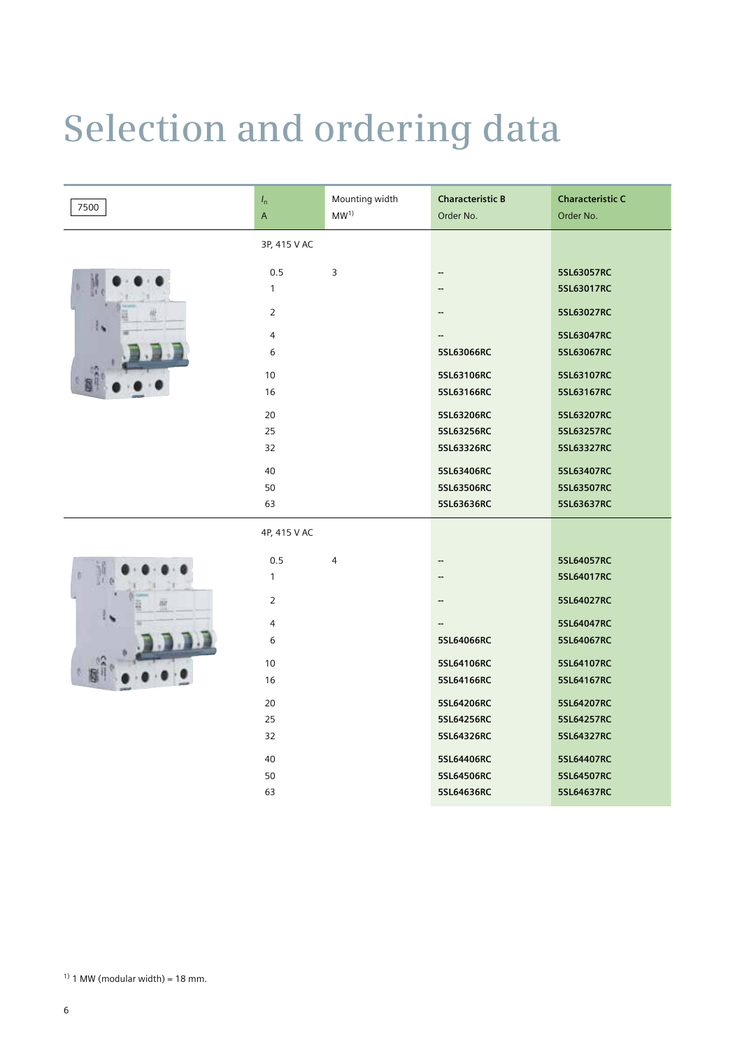# Selection and ordering data

| 7500 | $I_n$ A | Mounting width MW[1] | Characteristic B Order No. | Characteristic C Order No. |
|---|---|---|---|---|
| | 3P, 415 V AC | | | |
| | 0.5 | 3 | -- | 5SL63057RC |
| | 1 | | -- | 5SL63017RC |
| | 2 | | -- | 5SL63027RC |
| | 4 | | -- | 5SL63047RC |
| | 6 | | 5SL63066RC | 5SL63067RC |
| | 10 | | 5SL63106RC | 5SL63107RC |
| | 16 | | 5SL63166RC | 5SL63167RC |
| | 20 | | 5SL63206RC | 5SL63207RC |
| | 25 | | 5SL63256RC | 5SL63257RC |
| | 32 | | 5SL63326RC | 5SL63327RC |
| | 40 | | 5SL63406RC | 5SL63407RC |
| | 50 | | 5SL63506RC | 5SL63507RC |
| | 63 | | 5SL63636RC | 5SL63637RC |
| | 4P, 415 V AC | | | |
| | 0.5 | 4 | -- | 5SL64057RC |
| | 1 | | -- | 5SL64017RC |
| | 2 | | -- | 5SL64027RC |
| | 4 | | -- | 5SL64047RC |
| | 6 | | 5SL64066RC | 5SL64067RC |
| | 10 | | 5SL64106RC | 5SL64107RC |
| | 16 | | 5SL64166RC | 5SL64167RC |
| | 20 | | 5SL64206RC | 5SL64207RC |
| | 25 | | 5SL64256RC | 5SL64257RC |
| | 32 | | 5SL64326RC | 5SL64327RC |
| | 40 | | 5SL64406RC | 5SL64407RC |
| | 50 | | 5SL64506RC | 5SL64507RC |
| | 63 | | 5SL64636RC | 5SL64637RC |

[1] 1 MW (modular width) = 18 mm.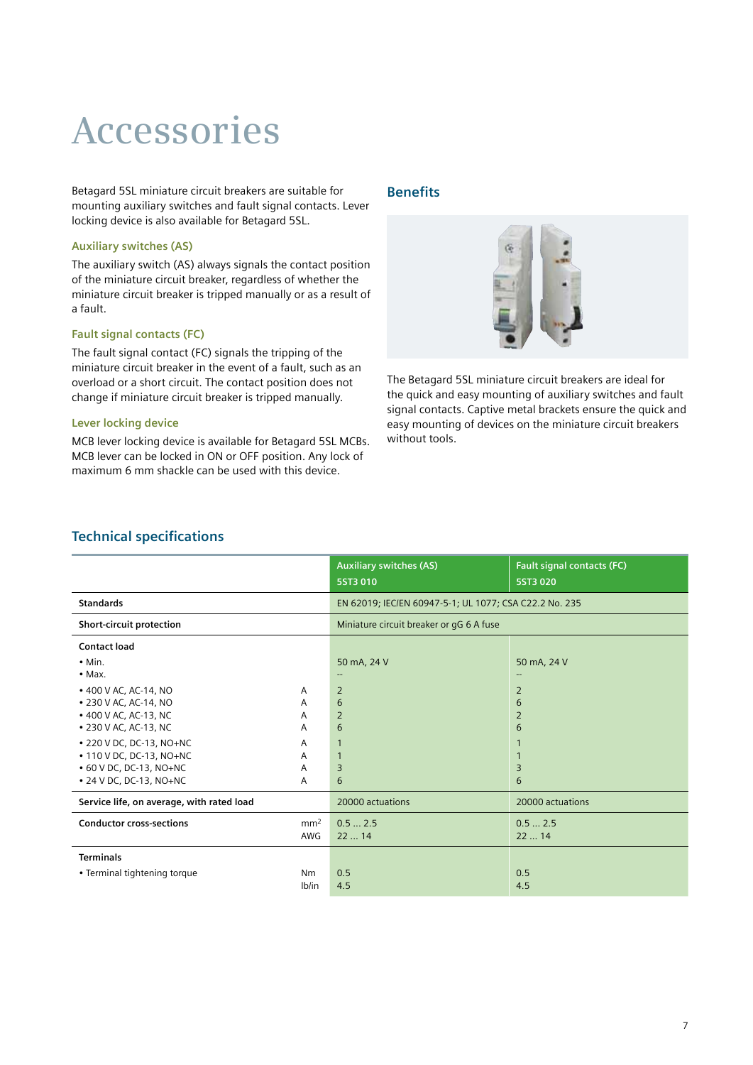# Accessories

Betagard 5SL miniature circuit breakers are suitable for mounting auxiliary switches and fault signal contacts. Lever locking device is also available for Betagard 5SL.

### Auxiliary switches (AS)

The auxiliary switch (AS) always signals the contact position of the miniature circuit breaker, regardless of whether the miniature circuit breaker is tripped manually or as a result of a fault.

### Fault signal contacts (FC)

The fault signal contact (FC) signals the tripping of the miniature circuit breaker in the event of a fault, such as an overload or a short circuit. The contact position does not change if miniature circuit breaker is tripped manually.

### Lever locking device

MCB lever locking device is available for Betagard 5SL MCBs. MCB lever can be locked in ON or OFF position. Any lock of maximum 6 mm shackle can be used with this device.

## Benefits

The Betagard 5SL miniature circuit breakers are ideal for the quick and easy mounting of auxiliary switches and fault signal contacts. Captive metal brackets ensure the quick and easy mounting of devices on the miniature circuit breakers without tools.

## Technical specifications

| | | Auxiliary switches (AS) 5ST3 010 | Fault signal contacts (FC) 5ST3 020 |
|---|---|---|---|
| **Standards** | | EN 62019; IEC/EN 60947-5-1; UL 1077; CSA C22.2 No. 235 | |
| **Short-circuit protection** | | Miniature circuit breaker or gG 6 A fuse | |
| **Contact load** | | | |
| • Min. | | 50 mA, 24 V | 50 mA, 24 V |
| • Max. | | -- | -- |
| • 400 V AC, AC-14, NO | A | 2 | 2 |
| • 230 V AC, AC-14, NO | A | 6 | 6 |
| • 400 V AC, AC-13, NC | A | 2 | 2 |
| • 230 V AC, AC-13, NC | A | 6 | 6 |
| • 220 V DC, DC-13, NO+NC | A | 1 | 1 |
| • 110 V DC, DC-13, NO+NC | A | 1 | 1 |
| • 60 V DC, DC-13, NO+NC | A | 3 | 3 |
| • 24 V DC, DC-13, NO+NC | A | 6 | 6 |
| **Service life, on average, with rated load** | | 20000 actuations | 20000 actuations |
| **Conductor cross-sections** | $mm^2$ | 0.5 ... 2.5 | 0.5 ... 2.5 |
| | AWG | 22 ... 14 | 22 ... 14 |
| **Terminals** | | | |
| • Terminal tightening torque | Nm | 0.5 | 0.5 |
| | lb/in | 4.5 | 4.5 |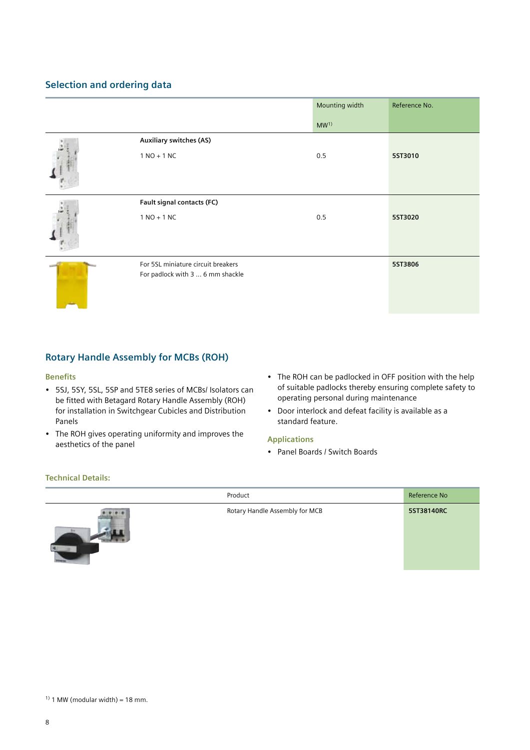## Selection and ordering data

| | | Mounting width<br><br>MW[1] | Reference No. |
|---|---|---|---|
| | **Auxiliary switches (AS)**<br><br>1 NO + 1 NC | 0.5 | **5ST3010** |
| | **Fault signal contacts (FC)**<br><br>1 NO + 1 NC | 0.5 | **5ST3020** |
| | For 5SL miniature circuit breakers<br>For padlock with 3 ... 6 mm shackle | | **5ST3806** |

## Rotary Handle Assembly for MCBs (ROH)

### Benefits

- 5SJ, 5SY, 5SL, 5SP and 5TE8 series of MCBs/ Isolators can be fitted with Betagard Rotary Handle Assembly (ROH) for installation in Switchgear Cubicles and Distribution Panels
- The ROH gives operating uniformity and improves the aesthetics of the panel
- The ROH can be padlocked in OFF position with the help of suitable padlocks thereby ensuring complete safety to operating personal during maintenance
- Door interlock and defeat facility is available as a standard feature.

### Applications

- Panel Boards / Switch Boards

### Technical Details:

| | Product | Reference No |
|---|---|---|
| | Rotary Handle Assembly for MCB | **5ST38140RC** |

[1] 1 MW (modular width) = 18 mm.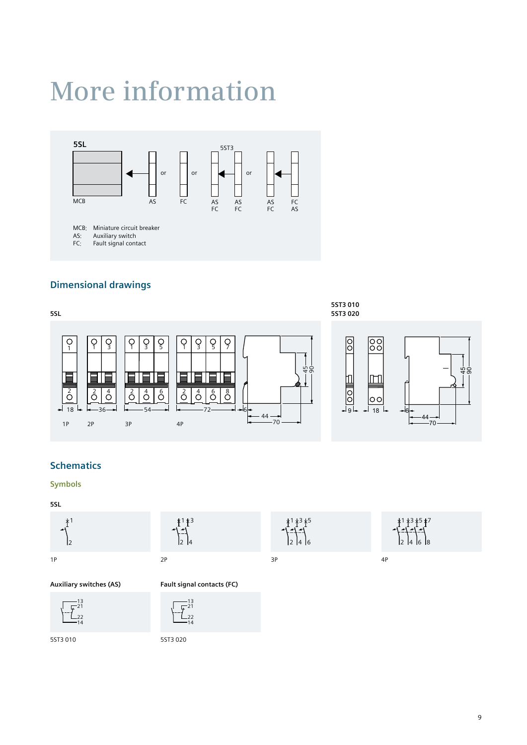# More information

5SL

MCB ◀ AS or FC or AS FC ◀ AS FC or AS FC ◀ FC AS

5ST3

MCB: Miniature circuit breaker
AS: Auxiliary switch
FC: Fault signal contact

## Dimensional drawings

5SL

1P 2P 3P 4P

5ST3 010
5ST3 020

## Schematics

### Symbols

5SL

1P

2P

3P

4P

**Auxiliary switches (AS)**

5ST3 010

**Fault signal contacts (FC)**

5ST3 020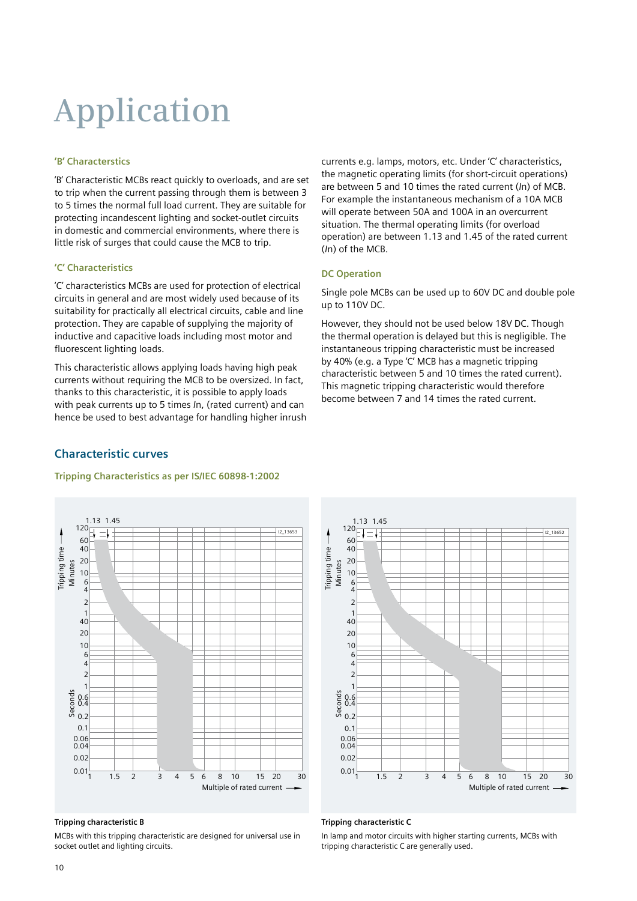# Application

### 'B' Characterstics

'B' Characteristic MCBs react quickly to overloads, and are set to trip when the current passing through them is between 3 to 5 times the normal full load current. They are suitable for protecting incandescent lighting and socket-outlet circuits in domestic and commercial environments, where there is little risk of surges that could cause the MCB to trip.

### 'C' Characteristics

'C' characteristics MCBs are used for protection of electrical circuits in general and are most widely used because of its suitability for practically all electrical circuits, cable and line protection. They are capable of supplying the majority of inductive and capacitive loads including most motor and fluorescent lighting loads.

This characteristic allows applying loads having high peak currents without requiring the MCB to be oversized. In fact, thanks to this characteristic, it is possible to apply loads with peak currents up to 5 times *In*, (rated current) and can hence be used to best advantage for handling higher inrush currents e.g. lamps, motors, etc. Under 'C' characteristics, the magnetic operating limits (for short-circuit operations) are between 5 and 10 times the rated current (*In*) of MCB. For example the instantaneous mechanism of a 10A MCB will operate between 50A and 100A in an overcurrent situation. The thermal operating limits (for overload operation) are between 1.13 and 1.45 of the rated current (*In*) of the MCB.

### DC Operation

Single pole MCBs can be used up to 60V DC and double pole up to 110V DC.

However, they should not be used below 18V DC. Though the thermal operation is delayed but this is negligible. The instantaneous tripping characteristic must be increased by 40% (e.g. a Type 'C' MCB has a magnetic tripping characteristic between 5 and 10 times the rated current). This magnetic tripping characteristic would therefore become between 7 and 14 times the rated current.

## Characteristic curves

### Tripping Characteristics as per IS/IEC 60898-1:2002

**Tripping characteristic B**

MCBs with this tripping characteristic are designed for universal use in socket outlet and lighting circuits.

**Tripping characteristic C**

In lamp and motor circuits with higher starting currents, MCBs with tripping characteristic C are generally used.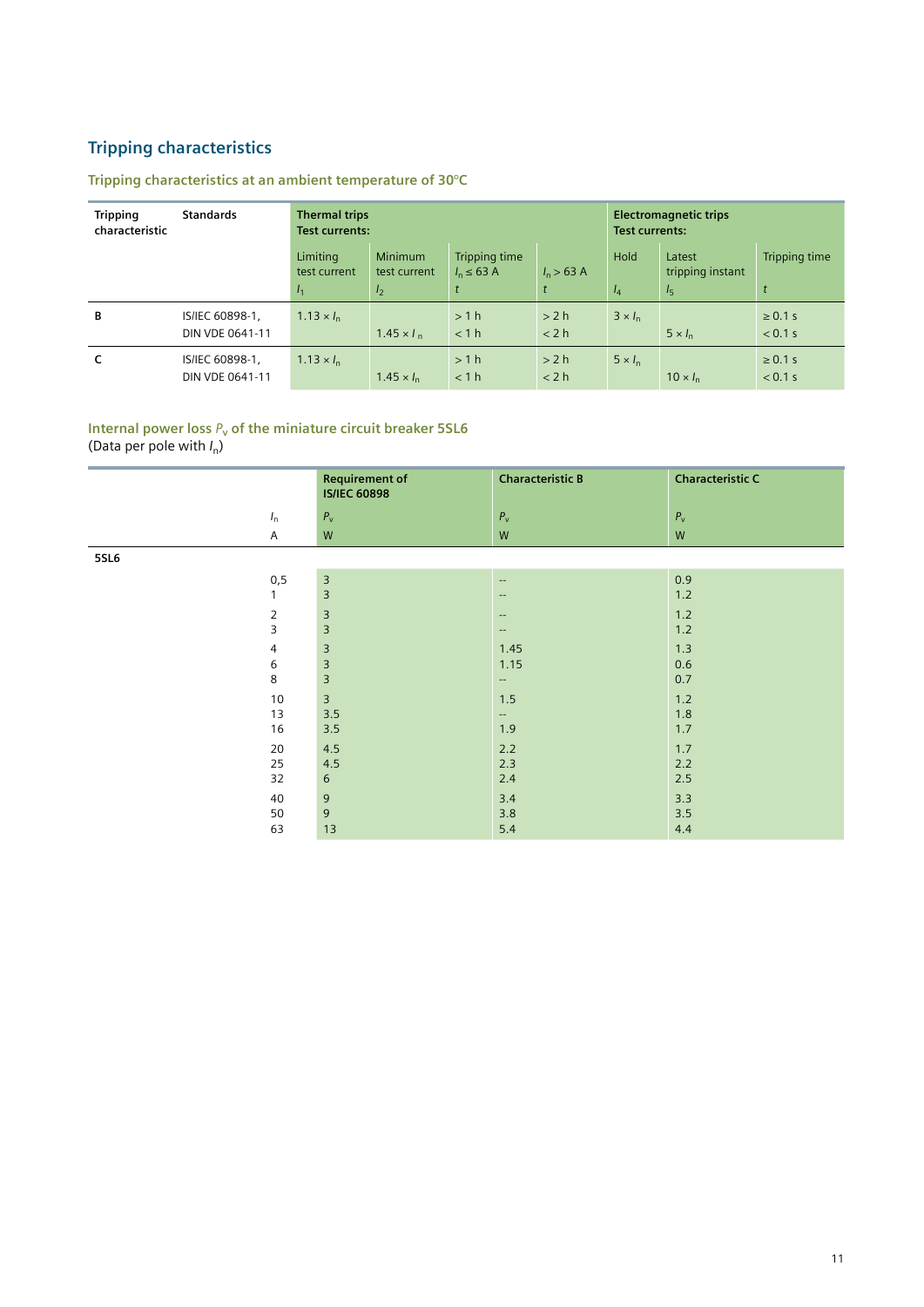## Tripping characteristics

### Tripping characteristics at an ambient temperature of 30°C

| Tripping characteristic | Standards | Thermal trips Test currents: | | | | Electromagnetic trips Test currents: | | |
|---|---|---|---|---|---|---|---|---|
| | | Limiting test current $I_1$ | Minimum test current $I_2$ | Tripping time $I_n \leq 63$ A $t$ | $I_n > 63$ A $t$ | Hold $I_4$ | Latest tripping instant $I_5$ | Tripping time $t$ |
| **B** | IS/IEC 60898-1, DIN VDE 0641-11 | $1.13 \times I_n$ | $1.45 \times I_n$ | > 1 h<br>< 1 h | > 2 h<br>< 2 h | $3 \times I_n$ | $5 \times I_n$ | ≥ 0.1 s<br>< 0.1 s |
| **C** | IS/IEC 60898-1, DIN VDE 0641-11 | $1.13 \times I_n$ | $1.45 \times I_n$ | > 1 h<br>< 1 h | > 2 h<br>< 2 h | $5 \times I_n$ | $10 \times I_n$ | ≥ 0.1 s<br>< 0.1 s |

### Internal power loss $P_v$ of the miniature circuit breaker 5SL6

(Data per pole with $I_n$)

| | $I_n$<br>A | Requirement of IS/IEC 60898<br>$P_v$<br>W | Characteristic B<br>$P_v$<br>W | Characteristic C<br>$P_v$<br>W |
|---|---|---|---|---|
| **5SL6** | | | | |
| | 0,5 | 3 | -- | 0.9 |
| | 1 | 3 | -- | 1.2 |
| | 2 | 3 | -- | 1.2 |
| | 3 | 3 | -- | 1.2 |
| | 4 | 3 | 1.45 | 1.3 |
| | 6 | 3 | 1.15 | 0.6 |
| | 8 | 3 | -- | 0.7 |
| | 10 | 3 | 1.5 | 1.2 |
| | 13 | 3.5 | -- | 1.8 |
| | 16 | 3.5 | 1.9 | 1.7 |
| | 20 | 4.5 | 2.2 | 1.7 |
| | 25 | 4.5 | 2.3 | 2.2 |
| | 32 | 6 | 2.4 | 2.5 |
| | 40 | 9 | 3.4 | 3.3 |
| | 50 | 9 | 3.8 | 3.5 |
| | 63 | 13 | 5.4 | 4.4 |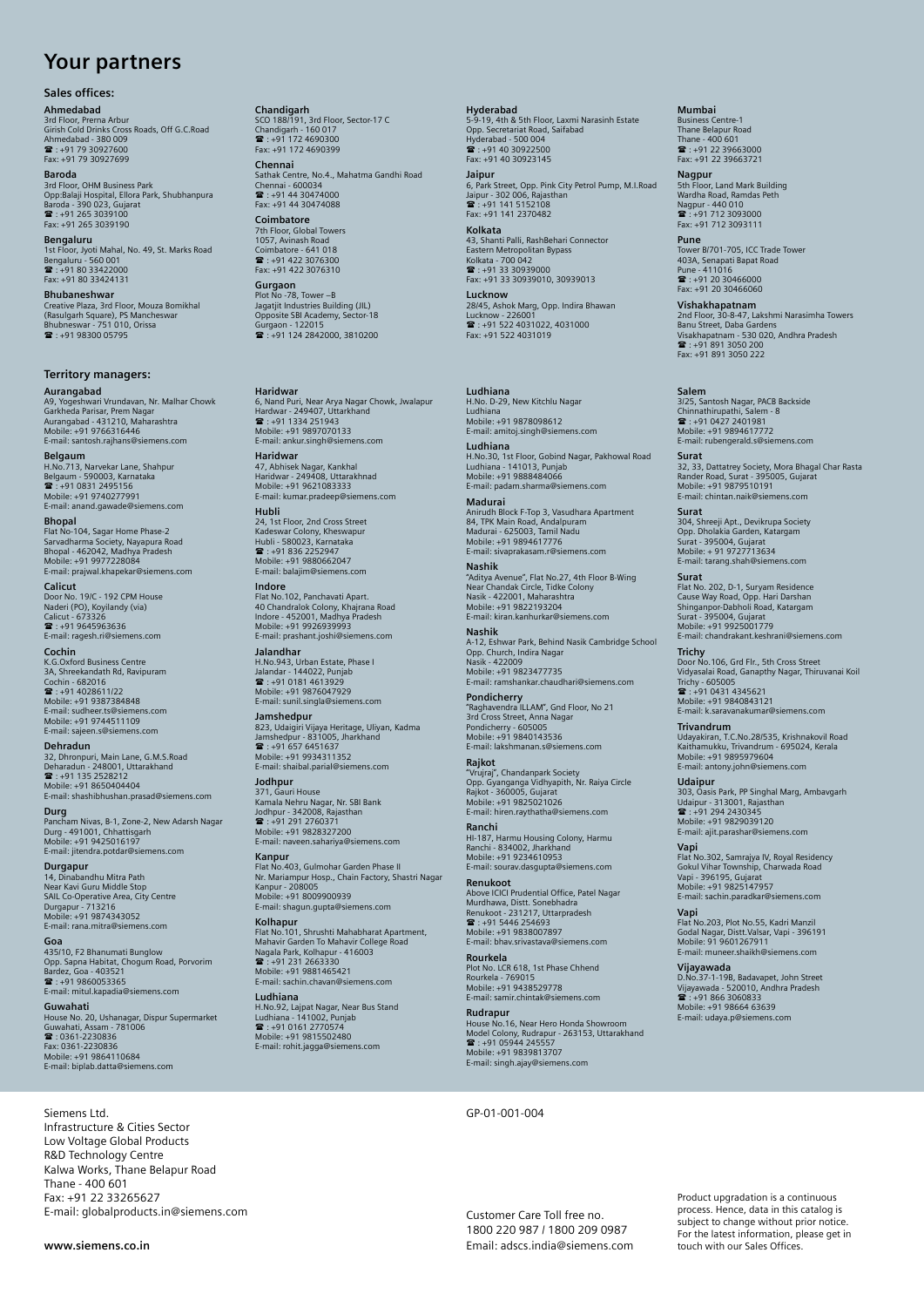# Your partners

## Sales offices:

**Ahmedabad**
3rd Floor, Prerna Arbur
Girish Cold Drinks Cross Roads, Off G.C.Road
Ahmedabad - 380 009
☎ : +91 79 30927600
Fax: +91 79 30927699

**Baroda**
3rd Floor, OHM Business Park
Opp:Balaji Hospital, Ellora Park, Shubhanpura
Baroda - 390 023, Gujarat
☎ : +91 265 3039100
Fax: +91 265 3039190

**Bengaluru**
1st Floor, Jyoti Mahal, No. 49, St. Marks Road
Bengaluru - 560 001
☎ : +91 80 33422000
Fax: +91 80 33424131

**Bhubaneshwar**
Creative Plaza, 3rd Floor, Mouza Bomikhal
(Rasulgarh Square), PS Mancheswar
Bhubneswar - 751 010, Orissa
☎ : +91 98300 05795

**Chandigarh**
SCO 188/191, 3rd Floor, Sector-17 C
Chandigarh - 160 017
☎ : +91 172 4690300
Fax: +91 172 4690399

**Chennai**
Sathak Centre, No.4., Mahatma Gandhi Road
Chennai - 600034
☎ : +91 44 30474000
Fax: +91 44 30474088

**Coimbatore**
7th Floor, Global Towers
1057, Avinash Road
Coimbatore - 641 018
☎ : +91 422 3076300
Fax: +91 422 3076310

**Gurgaon**
Plot No -78, Tower –B
Jagatjit Industries Building (JIL)
Opposite SBI Academy, Sector-18
Gurgaon - 122015
☎ : +91 124 2842000, 3810200

**Hyderabad**
5-9-19, 4th & 5th Floor, Laxmi Narasinh Estate
Opp. Secretariat Road, Saifabad
Hyderabad - 500 004
☎ : +91 40 30922500
Fax: +91 40 30923145

**Jaipur**
6, Park Street, Opp. Pink City Petrol Pump, M.I.Road
Jaipur - 302 006, Rajasthan
☎ : +91 141 5152108
Fax: +91 141 2370482

**Kolkata**
43, Shanti Palli, RashBehari Connector
Eastern Metropolitan Bypass
Kolkata - 700 042
☎ : +91 33 30939000
Fax: +91 33 30939010, 30939013

**Lucknow**
28/45, Ashok Marg, Opp. Indira Bhawan
Lucknow - 226001
☎ : +91 522 4031022, 4031000
Fax: +91 522 4031019

**Mumbai**
Business Centre-1
Thane Belapur Road
Thane - 400 601
☎ : +91 22 39663000
Fax: +91 22 39663721

**Nagpur**
5th Floor, Land Mark Building
Wardha Road, Ramdas Peth
Nagpur - 440 010
☎ : +91 712 3093000
Fax: +91 712 3093111

**Pune**
Tower B/701-705, ICC Trade Tower
403A, Senapati Bapat Road
Pune - 411016
☎ : +91 20 30466000
Fax: +91 20 30466060

**Vishakhapatnam**
2nd Floor, 30-8-47, Lakshmi Narasimha Towers
Banu Street, Daba Gardens
Visakhapatnam - 530 020, Andhra Pradesh
☎ : +91 891 3050 200
Fax: +91 891 3050 222

## Territory managers:

**Aurangabad**
A9, Yogeshwari Vrundavan, Nr. Malhar Chowk
Garkheda Parisar, Prem Nagar
Aurangabad - 431210, Maharashtra
Mobile: +91 9766316446
E-mail: santosh.rajhans@siemens.com

**Belgaum**
H.No.713, Narvekar Lane, Shahpur
Belgaum - 590003, Karnataka
☎ : +91 0831 2495156
Mobile: +91 9740277991
E-mail: anand.gawade@siemens.com

**Bhopal**
Flat No-104, Sagar Home Phase-2
Sarvadharma Society, Nayapura Road
Bhopal - 462042, Madhya Pradesh
Mobile: +91 9977228084
E-mail: prajwal.khapekar@siemens.com

**Calicut**
Door No. 19/C - 192 CPM House
Naderi (PO), Koyilandy (via)
Calicut - 673326
☎ : +91 9645963636
E-mail: ragesh.ri@siemens.com

**Cochin**
K.G.Oxford Business Centre
3A, Shreekandath Rd, Ravipuram
Cochin - 682016
☎ : +91 4028611/22
Mobile: +91 9387384848
E-mail: sudheer.ts@siemens.com
Mobile: +91 9744511109
E-mail: sajeen.s@siemens.com

**Dehradun**
32, Dhronpuri, Main Lane, G.M.S.Road
Deharadun - 248001, Uttarakhand
☎ : +91 135 2528212
Mobile: +91 8650404404
E-mail: shashibhushan.prasad@siemens.com

**Durg**
Pancham Nivas, B-1, Zone-2, New Adarsh Nagar
Durg - 491001, Chhattisgarh
Mobile: +91 9425016197
E-mail: jitendra.potdar@siemens.com

**Durgapur**
14, Dinabandhu Mitra Path
Near Kavi Guru Middle Stop
SAIL Co-Operative Area, City Centre
Durgapur - 713216
Mobile: +91 9874343052
E-mail: rana.mitra@siemens.com

**Goa**
435/10, F2 Bhanumati Bunglow
Opp. Sapna Habitat, Chogum Road, Porvorim
Bardez, Goa - 403521
☎ : +91 9860053365
E-mail: mitul.kapadia@siemens.com

**Guwahati**
House No. 20, Ushanagar, Dispur Supermarket
Guwahati, Assam - 781006
☎ : 0361-2230836
Fax: 0361-2230836
Mobile: +91 9864110684
E-mail: biplab.datta@siemens.com

**Haridwar**
6, Nand Puri, Near Arya Nagar Chowk, Jwalapur
Hardwar - 249407, Uttarkhand
☎ : +91 1334 251943
Mobile: +91 9897070133
E-mail: ankur.singh@siemens.com

**Haridwar**
47, Abhisek Nagar, Kankhal
Haridwar - 249408, Uttarakhnad
Mobile: +91 9621083333
E-mail: kumar.pradeep@siemens.com

**Hubli**
24, 1st Floor, 2nd Cross Street
Kadeswar Colony, Kheswapur
Hubli - 580023, Karnataka
☎ : +91 836 2252947
Mobile: +91 9880662047
E-mail: balajim@siemens.com

**Indore**
Flat No.102, Panchavati Apart.
40 Chandralok Colony, Khajrana Road
Indore - 452001, Madhya Pradesh
Mobile: +91 9926939993
E-mail: prashant.joshi@siemens.com

**Jalandhar**
H.No.943, Urban Estate, Phase I
Jalandar - 144022, Punjab
☎ : +91 0181 4613929
Mobile: +91 9876047929
E-mail: sunil.singla@siemens.com

**Jamshedpur**
823, Udaigiri Vijaya Heritage, Uliyan, Kadma
Jamshedpur - 831005, Jharkhand
☎ : +91 657 6451637
Mobile: +91 9934311352
E-mail: shaibal.parial@siemens.com

**Jodhpur**
371, Gauri House
Kamala Nehru Nagar, Nr. SBI Bank
Jodhpur - 342008, Rajasthan
☎ : +91 291 2760371
Mobile: +91 9828327200
E-mail: naveen.sahariya@siemens.com

**Kanpur**
Flat No.403, Gulmohar Garden Phase II
Nr. Mariampur Hosp., Chain Factory, Shastri Nagar
Kanpur - 208005
Mobile: +91 8009900939
E-mail: shagun.gupta@siemens.com

**Kolhapur**
Flat No.101, Shrushti Mahabharat Apartment,
Mahavir Garden To Mahavir College Road
Nagala Park, Kolhapur - 416003
☎ : +91 231 2663330
Mobile: +91 9881465421
E-mail: sachin.chavan@siemens.com

**Ludhiana**
H.No.92, Lajpat Nagar, New Bus Stand
Ludhiana - 141002, Punjab
☎ : +91 0161 2770574
Mobile: +91 9815502480
E-mail: rohit.jagga@siemens.com

**Ludhiana**
H.No. D-29, New Kitchlu Nagar
Ludhiana
Mobile: +91 9878098612
E-mail: amitoj.singh@siemens.com

**Ludhiana**
H.No.30, 1st Floor, Gobind Nagar, Pakhowal Road
Ludhiana - 141013, Punjab
Mobile: +91 9888484066
E-mail: padam.sharma@siemens.com

**Madurai**
Anirudh Block F-Top 3, Vasudhara Apartment
84, TPK Main Road, Andalpuram
Madurai - 625003, Tamil Nadu
Mobile: +91 9894617776
E-mail: sivaprakasam.r@siemens.com

**Nashik**
"Aditya Avenue", Flat No.27, 4th Floor B-Wing
Near Chandak Circle, Tidke Colony
Nasik - 422001, Maharashtra
Mobile: +91 9822193204
E-mail: kiran.kanhurkar@siemens.com

**Nashik**
A-12, Eshwar Park, Behind Nasik Cambridge School
Opp. Church, Indira Nagar
Nasik - 422009
Mobile: +91 9823477735
E-mail: ramshankar.chaudhari@siemens.com

**Pondicherry**
"Raghavendra ILLAM", Gnd Floor, No 21
3rd Cross Street, Anna Nagar
Pondicherry - 605005
Mobile: +91 9840143536
E-mail: lakshmanan.s@siemens.com

**Rajkot**
"Vrujraj", Chandanpark Society
Opp. Gyanganga Vidhyapith, Nr. Raiya Circle
Rajkot - 360005, Gujarat
Mobile: +91 9825021026
E-mail: hiren.raythatha@siemens.com

**Ranchi**
HI-187, Harmu Housing Colony, Harmu
Ranchi - 834002, Jharkhand
Mobile: +91 9234610953
E-mail: sourav.dasgupta@siemens.com

**Renukoot**
Above ICICI Prudential Office, Patel Nagar
Murdhawa, Distt. Sonebhadra
Renukoot - 231217, Uttarpradesh
☎ : +91 5446 254693
Mobile: +91 9838007897
E-mail: bhav.srivastava@siemens.com

**Rourkela**
Plot No. LCR 618, 1st Phase Chhend
Rourkela - 769015
Mobile: +91 9438529778
E-mail: samir.chintak@siemens.com

**Rudrapur**
House No.16, Near Hero Honda Showroom
Model Colony, Rudrapur - 263153, Uttarakhand
☎ : +91 05944 245557
Mobile: +91 9839813707
E-mail: singh.ajay@siemens.com

**Salem**
3/25, Santosh Nagar, PACB Backside
Chinnathirupathi, Salem - 8
☎ : +91 0427 2401981
Mobile: +91 9894617772
E-mail: rubengerald.s@siemens.com

**Surat**
32, 33, Dattatrey Society, Mora Bhagal Char Rasta
Rander Road, Surat - 395005, Gujarat
Mobile: +91 9879510191
E-mail: chintan.naik@siemens.com

**Surat**
304, Shreeji Apt., Devikrupa Society
Opp. Dholakia Garden, Katargam
Surat - 395004, Gujarat
Mobile: + 91 9727713634
E-mail: tarang.shah@siemens.com

**Surat**
Flat No. 202, D-1, Suryam Residence
Cause Way Road, Opp. Hari Darshan
Shinganpor-Dabholi Road, Katargam
Surat - 395004, Gujarat
Mobile: +91 9925001779
E-mail: chandrakant.keshrani@siemens.com

**Trichy**
Door No.106, Grd Flr., 5th Cross Street
Vidyasalai Road, Ganapthy Nagar, Thiruvanai Koil
Trichy - 605005
☎ : +91 0431 4345621
Mobile: +91 9840843121
E-mail: k.saravanakumar@siemens.com

**Trivandrum**
Udayakiran, T.C.No.28/535, Krishnakovil Road
Kaithamukku, Trivandrum - 695024, Kerala
Mobile: +91 9895979604
E-mail: antony.john@siemens.com

**Udaipur**
303, Oasis Park, PP Singhal Marg, Ambavgarh
Udaipur - 313001, Rajasthan
☎ : +91 294 2430345
Mobile: +91 9829039120
E-mail: ajit.parashar@siemens.com

**Vapi**
Flat No.302, Samrajya IV, Royal Residency
Gokul Vihar Township, Charwada Road
Vapi - 396195, Gujarat
Mobile: +91 9825147957
E-mail: sachin.paradkar@siemens.com

**Vapi**
Flat No.203, Plot No.55, Kadri Manzil
Godal Nagar, Distt.Valsar, Vapi - 396191
Mobile: 91 9601267911
E-mail: muneer.shaikh@siemens.com

**Vijayawada**
D.No.37-1-19B, Badavapet, John Street
Vijayawada - 520010, Andhra Pradesh
☎ : +91 866 3060833
Mobile: +91 98664 63639
E-mail: udaya.p@siemens.com

---

Siemens Ltd.
Infrastructure & Cities Sector
Low Voltage Global Products
R&D Technology Centre
Kalwa Works, Thane Belapur Road
Thane - 400 601
Fax: +91 22 33265627
E-mail: globalproducts.in@siemens.com

**www.siemens.co.in**

GP-01-001-004

Customer Care Toll free no.
1800 220 987 / 1800 209 0987
Email: adscs.india@siemens.com

Product upgradation is a continuous process. Hence, data in this catalog is subject to change without prior notice. For the latest information, please get in touch with our Sales Offices.